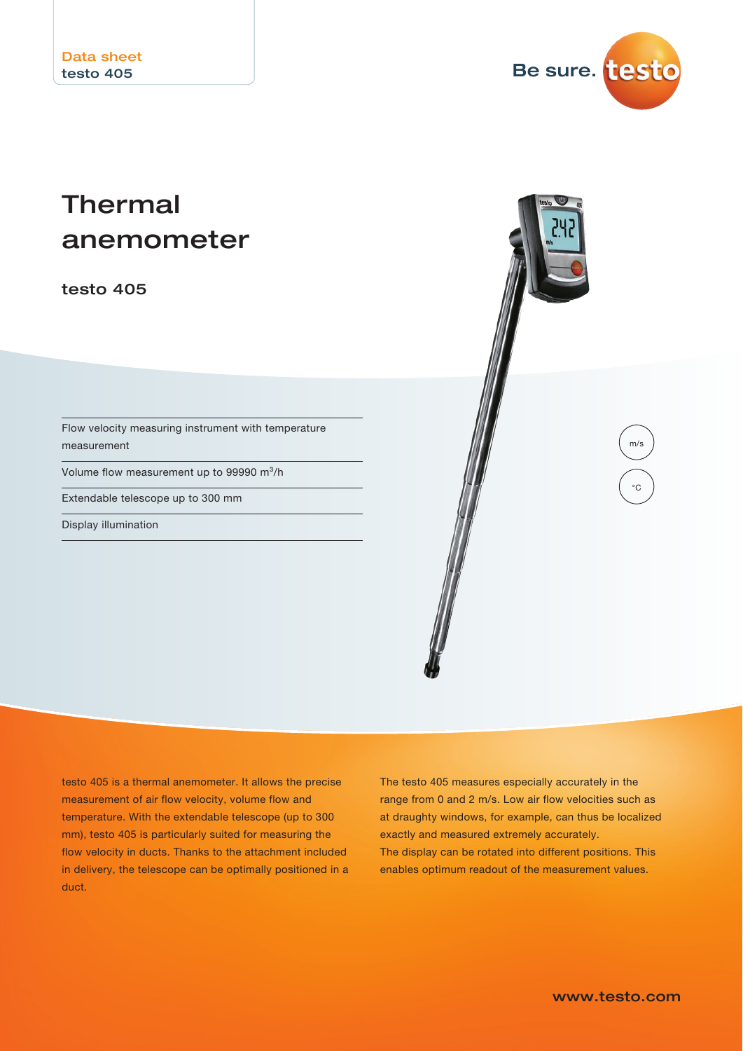Data sheet
testo 405

Be sure. testo

# Thermal anemometer

## testo 405

- Flow velocity measuring instrument with temperature measurement
- Volume flow measurement up to 99990 $m^3$/h
- Extendable telescope up to 300 mm
- Display illumination

m/s

°C

testo 405 is a thermal anemometer. It allows the precise measurement of air flow velocity, volume flow and temperature. With the extendable telescope (up to 300 mm), testo 405 is particularly suited for measuring the flow velocity in ducts. Thanks to the attachment included in delivery, the telescope can be optimally positioned in a duct.

The testo 405 measures especially accurately in the range from 0 and 2 m/s. Low air flow velocities such as at draughty windows, for example, can thus be localized exactly and measured extremely accurately.
The display can be rotated into different positions. This enables optimum readout of the measurement values.

www.testo.com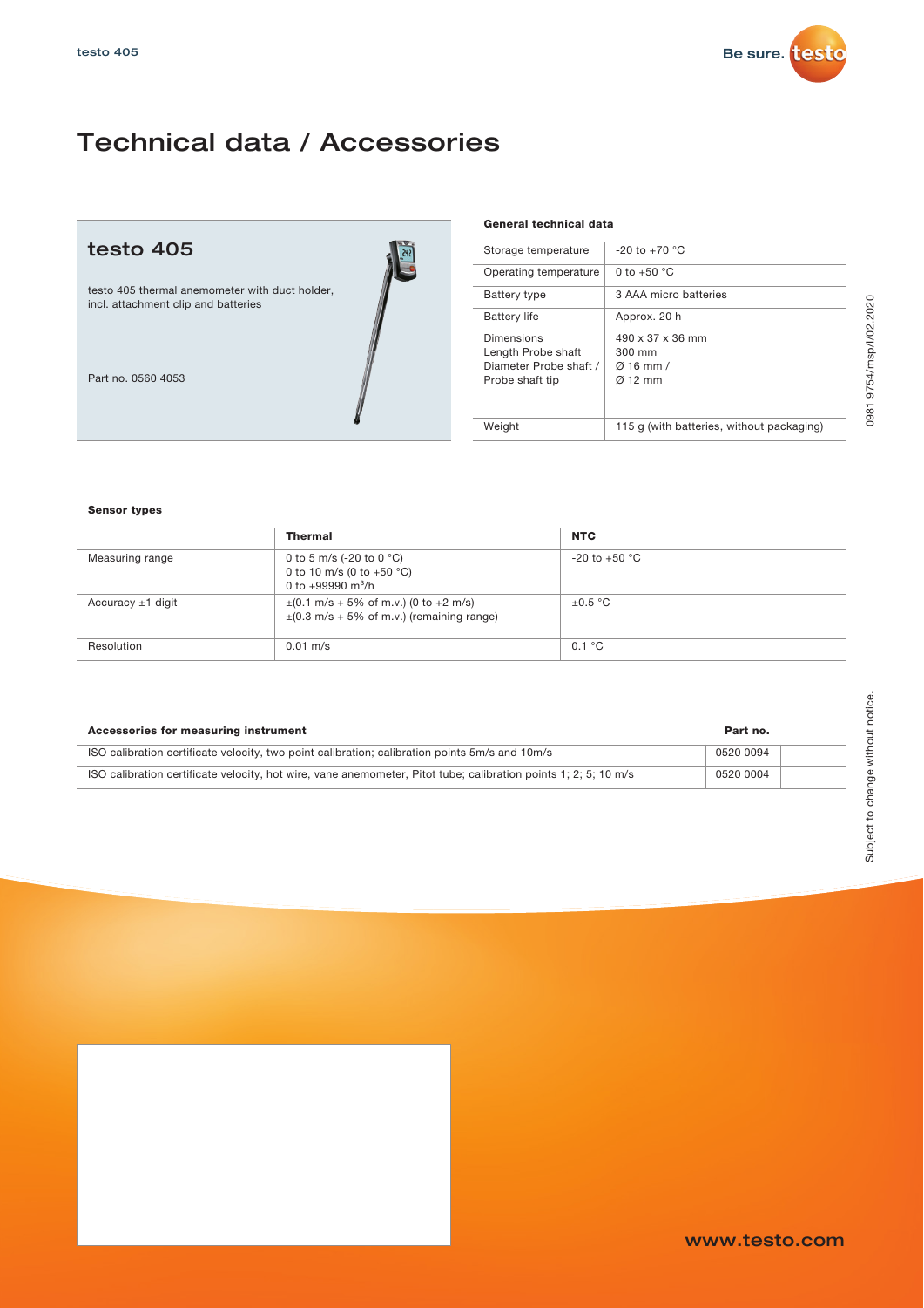# Technical data / Accessories

## testo 405

testo 405 thermal anemometer with duct holder, incl. attachment clip and batteries

Part no. 0560 4053

**General technical data**

| | |
|---|---|
| Storage temperature | -20 to +70 °C |
| Operating temperature | 0 to +50 °C |
| Battery type | 3 AAA micro batteries |
| Battery life | Approx. 20 h |
| Dimensions<br>Length Probe shaft<br>Diameter Probe shaft /<br>Probe shaft tip | 490 x 37 x 36 mm<br>300 mm<br>Ø 16 mm /<br>Ø 12 mm |
| Weight | 115 g (with batteries, without packaging) |

**Sensor types**

| | Thermal | NTC |
|---|---|---|
| Measuring range | 0 to 5 m/s (-20 to 0 °C)<br>0 to 10 m/s (0 to +50 °C)<br>0 to +99990 $m^3/h$ | -20 to +50 °C |
| Accuracy ±1 digit | ±(0.1 m/s + 5% of m.v.) (0 to +2 m/s)<br>±(0.3 m/s + 5% of m.v.) (remaining range) | ±0.5 °C |
| Resolution | 0.01 m/s | 0.1 °C |

| Accessories for measuring instrument | Part no. |
|---|---|
| ISO calibration certificate velocity, two point calibration; calibration points 5m/s and 10m/s | 0520 0094 |
| ISO calibration certificate velocity, hot wire, vane anemometer, Pitot tube; calibration points 1; 2; 5; 10 m/s | 0520 0004 |

0981 9754/msp/I/02.2020

Subject to change without notice.

www.testo.com